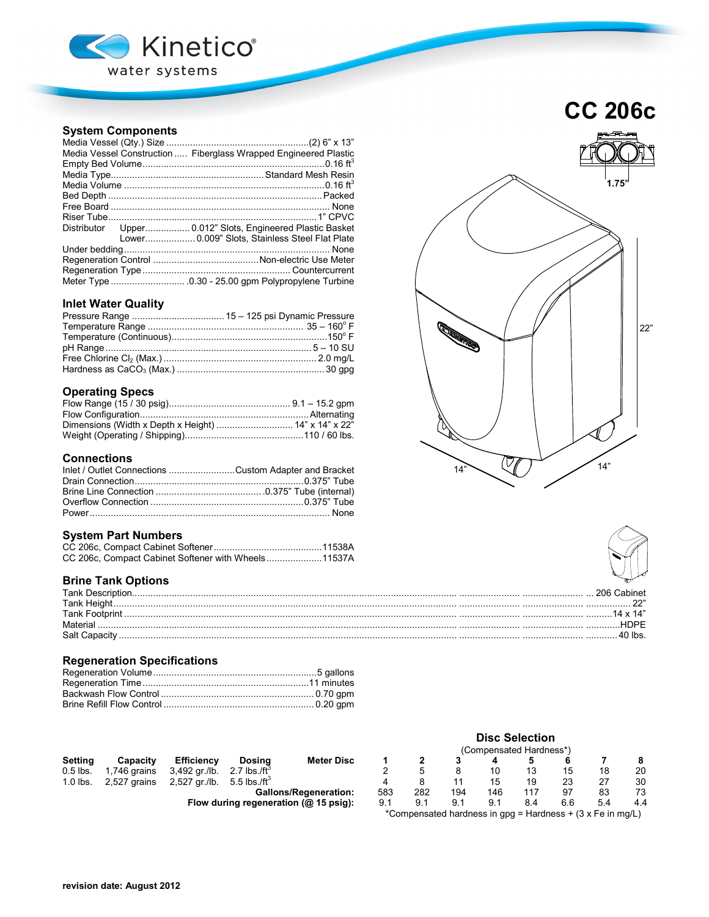Kinetico® water systems

# CC 206c

## System Components

| | |
|---|---|
| Media Vessel (Qty.) Size | (2) 6" x 13" |
| Media Vessel Construction | Fiberglass Wrapped Engineered Plastic |
| Empty Bed Volume | 0.16 $ft^3$ |
| Media Type | Standard Mesh Resin |
| Media Volume | 0.16 $ft^3$ |
| Bed Depth | Packed |
| Free Board | None |
| Riser Tube | 1" CPVC |
| Distributor Upper | 0.012" Slots, Engineered Plastic Basket |
| Distributor Lower | 0.009" Slots, Stainless Steel Flat Plate |
| Under bedding | None |
| Regeneration Control | Non-electric Use Meter |
| Regeneration Type | Countercurrent |
| Meter Type | .0.30 - 25.00 gpm Polypropylene Turbine |

## Inlet Water Quality

| | |
|---|---|
| Pressure Range | 15 – 125 psi Dynamic Pressure |
| Temperature Range | 35 – 160° F |
| Temperature (Continuous) | 150° F |
| pH Range | 5 – 10 SU |
| Free Chlorine $Cl_2$ (Max.) | 2.0 mg/L |
| Hardness as $CaCO_3$ (Max.) | 30 gpg |

## Operating Specs

| | |
|---|---|
| Flow Range (15 / 30 psig) | 9.1 – 15.2 gpm |
| Flow Configuration | Alternating |
| Dimensions (Width x Depth x Height) | 14" x 14" x 22" |
| Weight (Operating / Shipping) | 110 / 60 lbs. |

## Connections

| | |
|---|---|
| Inlet / Outlet Connections | Custom Adapter and Bracket |
| Drain Connection | 0.375" Tube |
| Brine Line Connection | .0.375" Tube (internal) |
| Overflow Connection | 0.375" Tube |
| Power | None |

## System Part Numbers

| | |
|---|---|
| CC 206c, Compact Cabinet Softener | 11538A |
| CC 206c, Compact Cabinet Softener with Wheels | 11537A |

## Brine Tank Options

| | |
|---|---|
| Tank Description | 206 Cabinet |
| Tank Height | 22" |
| Tank Footprint | 14 x 14" |
| Material | HDPE |
| Salt Capacity | 40 lbs. |

## Regeneration Specifications

| | |
|---|---|
| Regeneration Volume | 5 gallons |
| Regeneration Time | 11 minutes |
| Backwash Flow Control | 0.70 gpm |
| Brine Refill Flow Control | 0.20 gpm |

| Setting | Capacity | Efficiency | Dosing |
|---|---|---|---|
| 0.5 lbs. | 1,746 grains | 3,492 gr./lb. | 2.7 lbs./$ft^3$ |
| 1.0 lbs. | 2,527 grains | 2,527 gr./lb. | 5.5 lbs./$ft^3$ |

### Disc Selection

(Compensated Hardness*)

| Meter Disc | 1 | 2 | 3 | 4 | 5 | 6 | 7 | 8 |
|---|---|---|---|---|---|---|---|---|
| 0.5 lbs. | 2 | 5 | 8 | 10 | 13 | 15 | 18 | 20 |
| 1.0 lbs. | 4 | 8 | 11 | 15 | 19 | 23 | 27 | 30 |
| Gallons/Regeneration: | 583 | 282 | 194 | 146 | 117 | 97 | 83 | 73 |
| Flow during regeneration (@ 15 psig): | 9.1 | 9.1 | 9.1 | 9.1 | 8.4 | 6.6 | 5.4 | 4.4 |

*Compensated hardness in gpg = Hardness + (3 x Fe in mg/L)

revision date: August 2012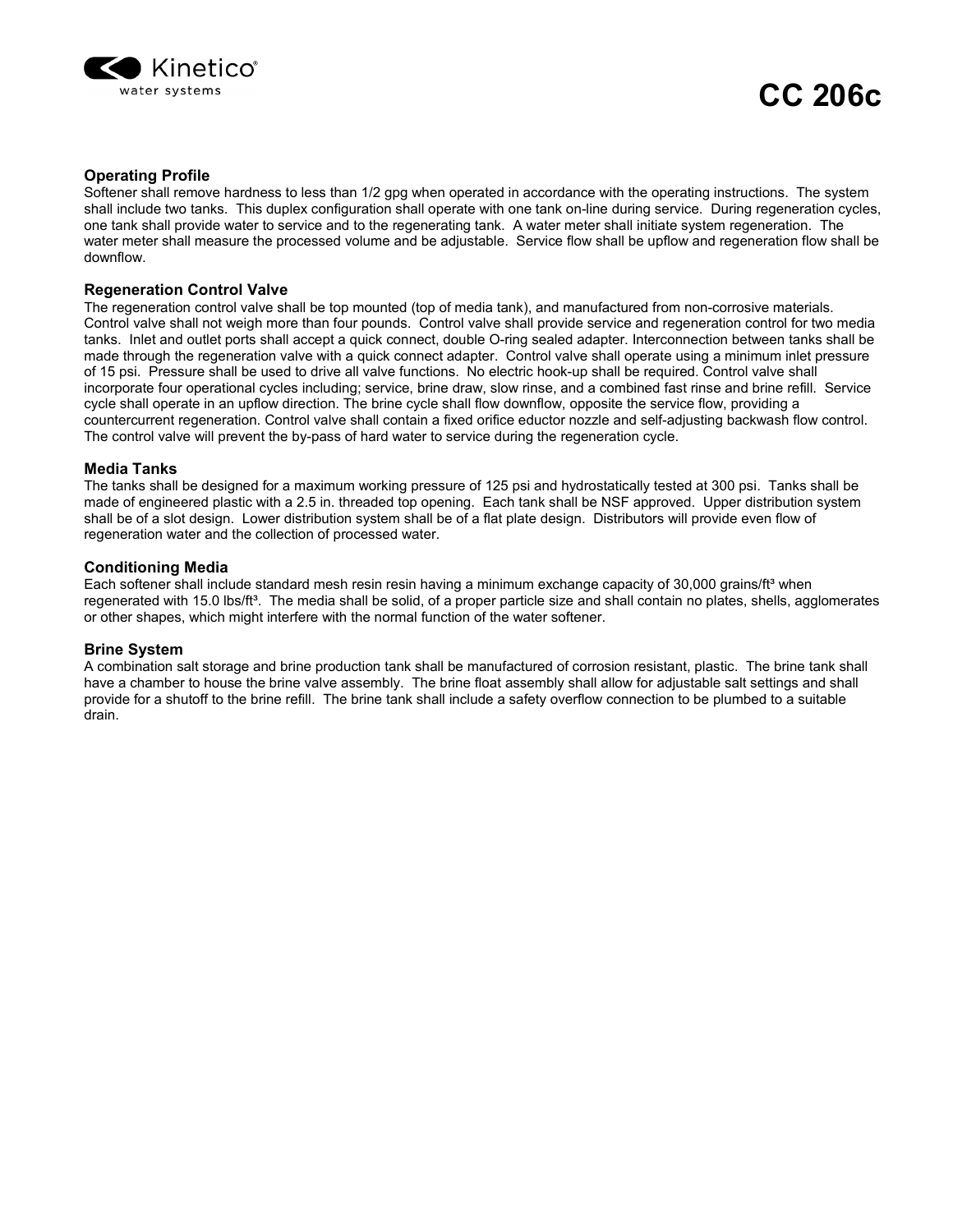# CC 206c

### Operating Profile

Softener shall remove hardness to less than 1/2 gpg when operated in accordance with the operating instructions. The system shall include two tanks. This duplex configuration shall operate with one tank on-line during service. During regeneration cycles, one tank shall provide water to service and to the regenerating tank. A water meter shall initiate system regeneration. The water meter shall measure the processed volume and be adjustable. Service flow shall be upflow and regeneration flow shall be downflow.

### Regeneration Control Valve

The regeneration control valve shall be top mounted (top of media tank), and manufactured from non-corrosive materials. Control valve shall not weigh more than four pounds. Control valve shall provide service and regeneration control for two media tanks. Inlet and outlet ports shall accept a quick connect, double O-ring sealed adapter. Interconnection between tanks shall be made through the regeneration valve with a quick connect adapter. Control valve shall operate using a minimum inlet pressure of 15 psi. Pressure shall be used to drive all valve functions. No electric hook-up shall be required. Control valve shall incorporate four operational cycles including; service, brine draw, slow rinse, and a combined fast rinse and brine refill. Service cycle shall operate in an upflow direction. The brine cycle shall flow downflow, opposite the service flow, providing a countercurrent regeneration. Control valve shall contain a fixed orifice eductor nozzle and self-adjusting backwash flow control. The control valve will prevent the by-pass of hard water to service during the regeneration cycle.

### Media Tanks

The tanks shall be designed for a maximum working pressure of 125 psi and hydrostatically tested at 300 psi. Tanks shall be made of engineered plastic with a 2.5 in. threaded top opening. Each tank shall be NSF approved. Upper distribution system shall be of a slot design. Lower distribution system shall be of a flat plate design. Distributors will provide even flow of regeneration water and the collection of processed water.

### Conditioning Media

Each softener shall include standard mesh resin resin having a minimum exchange capacity of 30,000 grains/ft$^3$ when regenerated with 15.0 lbs/ft$^3$. The media shall be solid, of a proper particle size and shall contain no plates, shells, agglomerates or other shapes, which might interfere with the normal function of the water softener.

### Brine System

A combination salt storage and brine production tank shall be manufactured of corrosion resistant, plastic. The brine tank shall have a chamber to house the brine valve assembly. The brine float assembly shall allow for adjustable salt settings and shall provide for a shutoff to the brine refill. The brine tank shall include a safety overflow connection to be plumbed to a suitable drain.